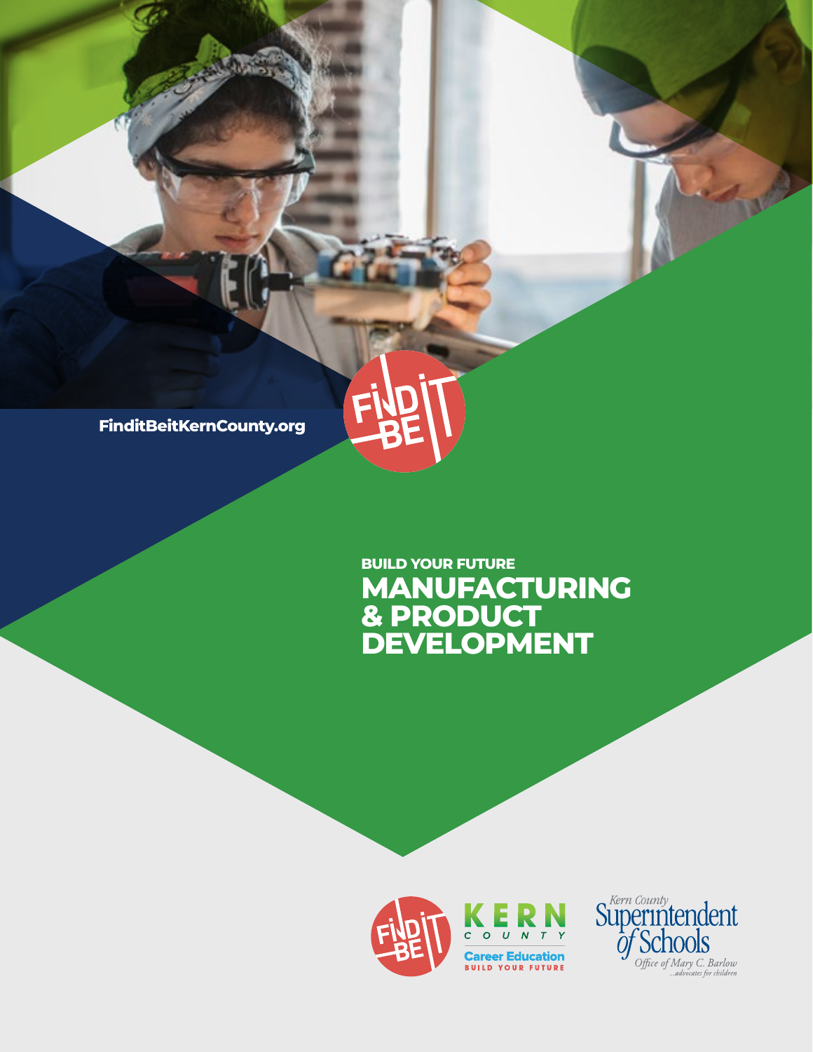FinditBeitKernCounty.org

BUILD YOUR FUTURE

# MANUFACTURING & PRODUCT DEVELOPMENT

KERN COUNTY Career Education BUILD YOUR FUTURE

Kern County Superintendent of Schools
Office of Mary C. Barlow
...advocates for children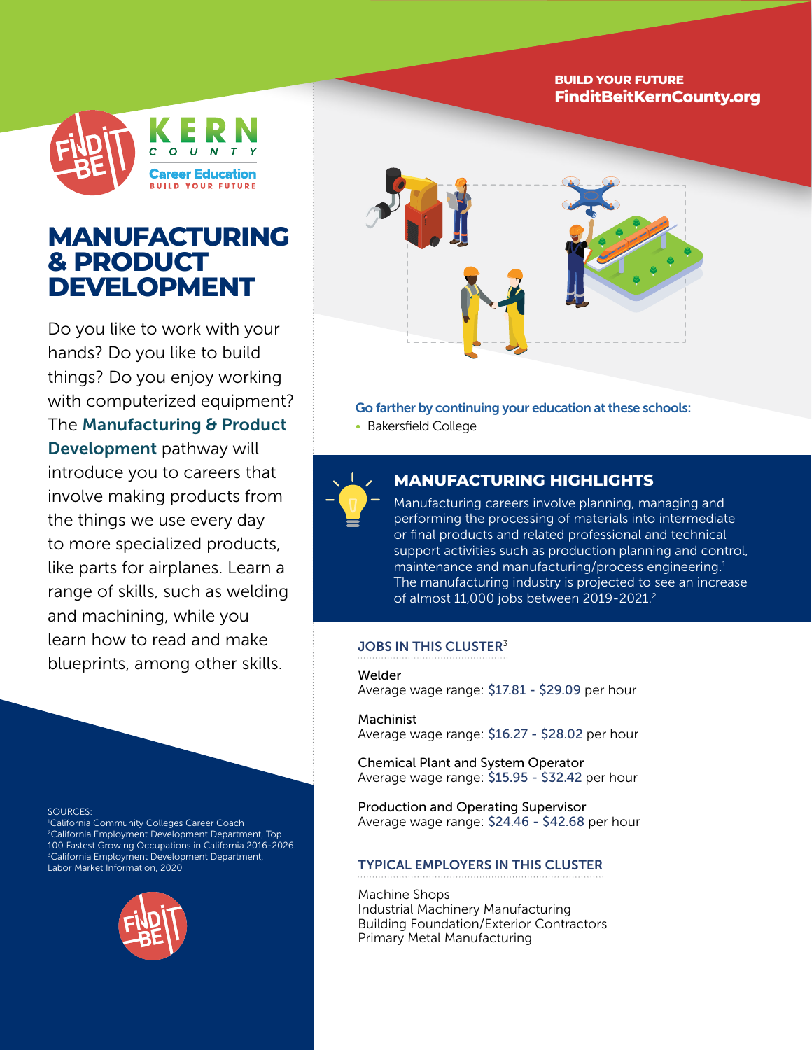BUILD YOUR FUTURE
FinditBeitKernCounty.org

KERN COUNTY
Career Education
BUILD YOUR FUTURE

# MANUFACTURING & PRODUCT DEVELOPMENT

Do you like to work with your hands? Do you like to build things? Do you enjoy working with computerized equipment? The **Manufacturing & Product Development** pathway will introduce you to careers that involve making products from the things we use every day to more specialized products, like parts for airplanes. Learn a range of skills, such as welding and machining, while you learn how to read and make blueprints, among other skills.

Go farther by continuing your education at these schools:

- Bakersfield College

## MANUFACTURING HIGHLIGHTS

Manufacturing careers involve planning, managing and performing the processing of materials into intermediate or final products and related professional and technical support activities such as production planning and control, maintenance and manufacturing/process engineering.[1] The manufacturing industry is projected to see an increase of almost 11,000 jobs between 2019-2021.[2]

### JOBS IN THIS CLUSTER[3]

Welder
Average wage range: $17.81 - $29.09 per hour

Machinist
Average wage range: $16.27 - $28.02 per hour

Chemical Plant and System Operator
Average wage range: $15.95 - $32.42 per hour

Production and Operating Supervisor
Average wage range: $24.46 - $42.68 per hour

### TYPICAL EMPLOYERS IN THIS CLUSTER

Machine Shops
Industrial Machinery Manufacturing
Building Foundation/Exterior Contractors
Primary Metal Manufacturing

SOURCES:
[1]California Community Colleges Career Coach
[2]California Employment Development Department, Top 100 Fastest Growing Occupations in California 2016-2026.
[3]California Employment Development Department, Labor Market Information, 2020